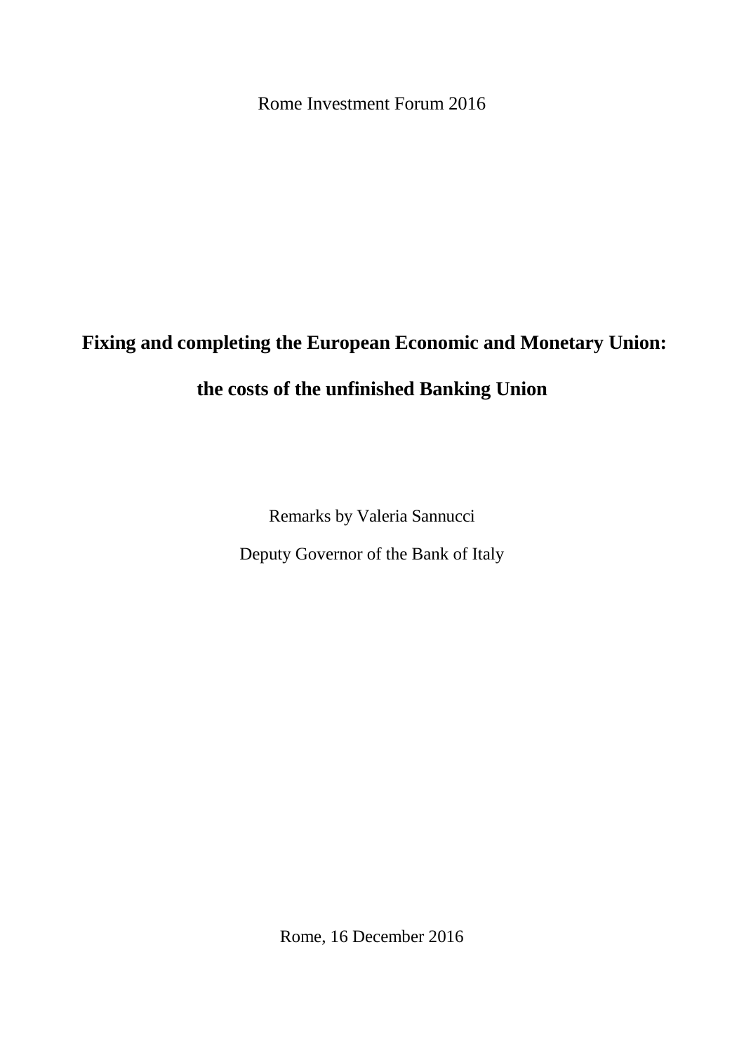Rome Investment Forum 2016

# Fixing and completing the European Economic and Monetary Union:

# the costs of the unfinished Banking Union

Remarks by Valeria Sannucci

Deputy Governor of the Bank of Italy

Rome, 16 December 2016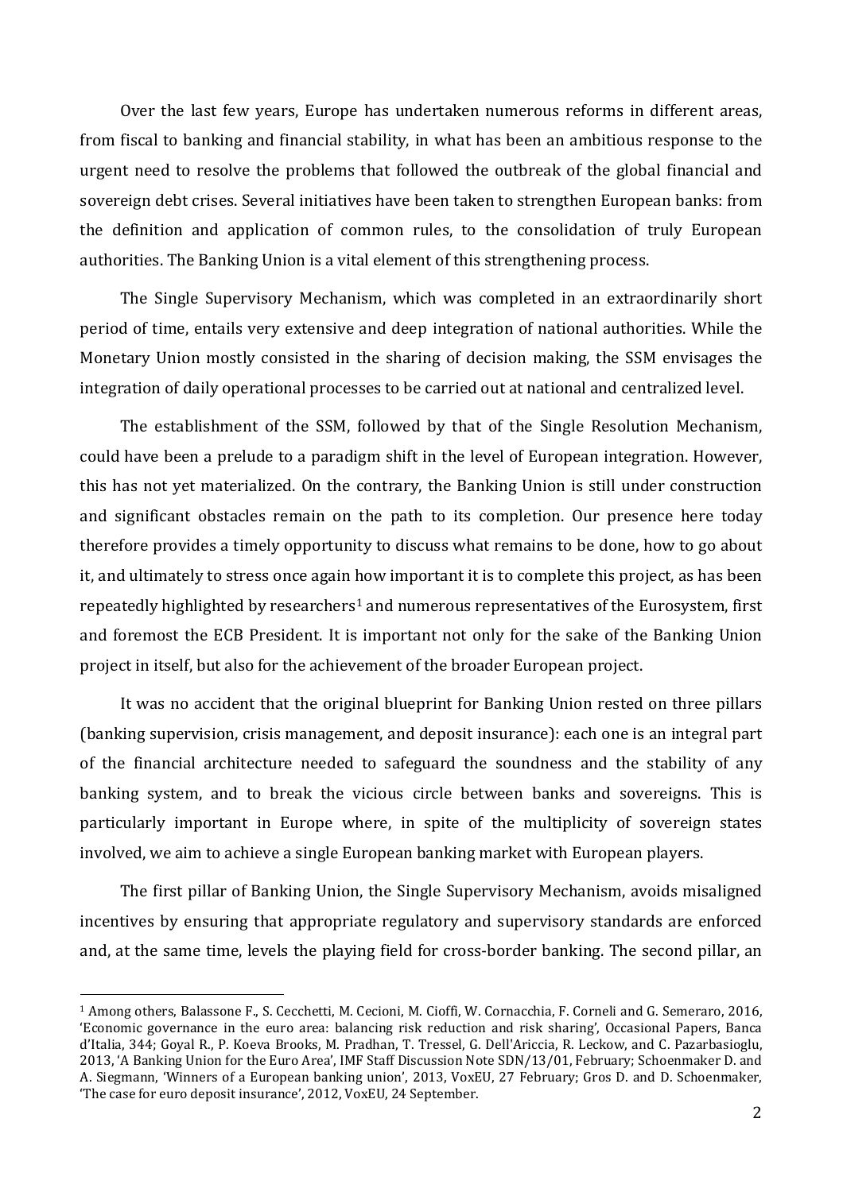Over the last few years, Europe has undertaken numerous reforms in different areas, from fiscal to banking and financial stability, in what has been an ambitious response to the urgent need to resolve the problems that followed the outbreak of the global financial and sovereign debt crises. Several initiatives have been taken to strengthen European banks: from the definition and application of common rules, to the consolidation of truly European authorities. The Banking Union is a vital element of this strengthening process.

The Single Supervisory Mechanism, which was completed in an extraordinarily short period of time, entails very extensive and deep integration of national authorities. While the Monetary Union mostly consisted in the sharing of decision making, the SSM envisages the integration of daily operational processes to be carried out at national and centralized level.

The establishment of the SSM, followed by that of the Single Resolution Mechanism, could have been a prelude to a paradigm shift in the level of European integration. However, this has not yet materialized. On the contrary, the Banking Union is still under construction and significant obstacles remain on the path to its completion. Our presence here today therefore provides a timely opportunity to discuss what remains to be done, how to go about it, and ultimately to stress once again how important it is to complete this project, as has been repeatedly highlighted by researchers[1] and numerous representatives of the Eurosystem, first and foremost the ECB President. It is important not only for the sake of the Banking Union project in itself, but also for the achievement of the broader European project.

It was no accident that the original blueprint for Banking Union rested on three pillars (banking supervision, crisis management, and deposit insurance): each one is an integral part of the financial architecture needed to safeguard the soundness and the stability of any banking system, and to break the vicious circle between banks and sovereigns. This is particularly important in Europe where, in spite of the multiplicity of sovereign states involved, we aim to achieve a single European banking market with European players.

The first pillar of Banking Union, the Single Supervisory Mechanism, avoids misaligned incentives by ensuring that appropriate regulatory and supervisory standards are enforced and, at the same time, levels the playing field for cross-border banking. The second pillar, an

[1] Among others, Balassone F., S. Cecchetti, M. Cecioni, M. Cioffi, W. Cornacchia, F. Corneli and G. Semeraro, 2016, 'Economic governance in the euro area: balancing risk reduction and risk sharing', Occasional Papers, Banca d'Italia, 344; Goyal R., P. Koeva Brooks, M. Pradhan, T. Tressel, G. Dell'Ariccia, R. Leckow, and C. Pazarbasioglu, 2013, 'A Banking Union for the Euro Area', IMF Staff Discussion Note SDN/13/01, February; Schoenmaker D. and A. Siegmann, 'Winners of a European banking union', 2013, VoxEU, 27 February; Gros D. and D. Schoenmaker, 'The case for euro deposit insurance', 2012, VoxEU, 24 September.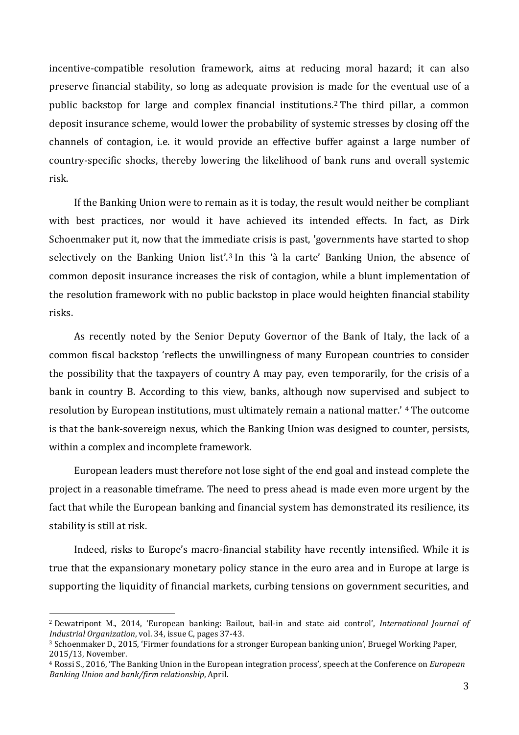incentive-compatible resolution framework, aims at reducing moral hazard; it can also preserve financial stability, so long as adequate provision is made for the eventual use of a public backstop for large and complex financial institutions.[2] The third pillar, a common deposit insurance scheme, would lower the probability of systemic stresses by closing off the channels of contagion, i.e. it would provide an effective buffer against a large number of country-specific shocks, thereby lowering the likelihood of bank runs and overall systemic risk.

If the Banking Union were to remain as it is today, the result would neither be compliant with best practices, nor would it have achieved its intended effects. In fact, as Dirk Schoenmaker put it, now that the immediate crisis is past, 'governments have started to shop selectively on the Banking Union list'.[3] In this 'à la carte' Banking Union, the absence of common deposit insurance increases the risk of contagion, while a blunt implementation of the resolution framework with no public backstop in place would heighten financial stability risks.

As recently noted by the Senior Deputy Governor of the Bank of Italy, the lack of a common fiscal backstop 'reflects the unwillingness of many European countries to consider the possibility that the taxpayers of country A may pay, even temporarily, for the crisis of a bank in country B. According to this view, banks, although now supervised and subject to resolution by European institutions, must ultimately remain a national matter.' [4] The outcome is that the bank-sovereign nexus, which the Banking Union was designed to counter, persists, within a complex and incomplete framework.

European leaders must therefore not lose sight of the end goal and instead complete the project in a reasonable timeframe. The need to press ahead is made even more urgent by the fact that while the European banking and financial system has demonstrated its resilience, its stability is still at risk.

Indeed, risks to Europe's macro-financial stability have recently intensified. While it is true that the expansionary monetary policy stance in the euro area and in Europe at large is supporting the liquidity of financial markets, curbing tensions on government securities, and

---

[2] Dewatripont M., 2014, 'European banking: Bailout, bail-in and state aid control', *International Journal of Industrial Organization*, vol. 34, issue C, pages 37-43.

[3] Schoenmaker D., 2015, 'Firmer foundations for a stronger European banking union', Bruegel Working Paper, 2015/13, November.

[4] Rossi S., 2016, 'The Banking Union in the European integration process', speech at the Conference on *European Banking Union and bank/firm relationship*, April.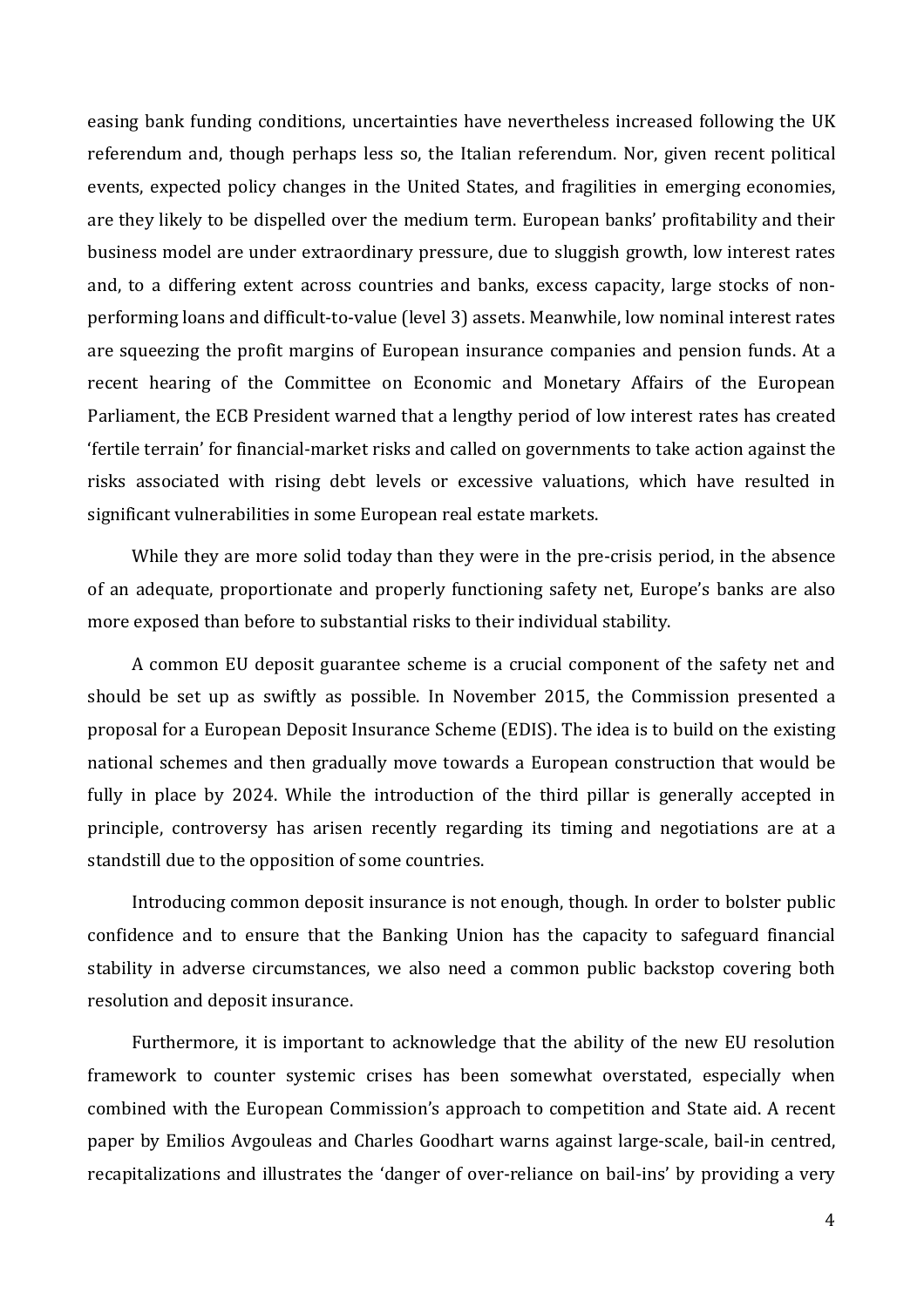easing bank funding conditions, uncertainties have nevertheless increased following the UK referendum and, though perhaps less so, the Italian referendum. Nor, given recent political events, expected policy changes in the United States, and fragilities in emerging economies, are they likely to be dispelled over the medium term. European banks' profitability and their business model are under extraordinary pressure, due to sluggish growth, low interest rates and, to a differing extent across countries and banks, excess capacity, large stocks of non-performing loans and difficult-to-value (level 3) assets. Meanwhile, low nominal interest rates are squeezing the profit margins of European insurance companies and pension funds. At a recent hearing of the Committee on Economic and Monetary Affairs of the European Parliament, the ECB President warned that a lengthy period of low interest rates has created 'fertile terrain' for financial-market risks and called on governments to take action against the risks associated with rising debt levels or excessive valuations, which have resulted in significant vulnerabilities in some European real estate markets.

While they are more solid today than they were in the pre-crisis period, in the absence of an adequate, proportionate and properly functioning safety net, Europe's banks are also more exposed than before to substantial risks to their individual stability.

A common EU deposit guarantee scheme is a crucial component of the safety net and should be set up as swiftly as possible. In November 2015, the Commission presented a proposal for a European Deposit Insurance Scheme (EDIS). The idea is to build on the existing national schemes and then gradually move towards a European construction that would be fully in place by 2024. While the introduction of the third pillar is generally accepted in principle, controversy has arisen recently regarding its timing and negotiations are at a standstill due to the opposition of some countries.

Introducing common deposit insurance is not enough, though. In order to bolster public confidence and to ensure that the Banking Union has the capacity to safeguard financial stability in adverse circumstances, we also need a common public backstop covering both resolution and deposit insurance.

Furthermore, it is important to acknowledge that the ability of the new EU resolution framework to counter systemic crises has been somewhat overstated, especially when combined with the European Commission's approach to competition and State aid. A recent paper by Emilios Avgouleas and Charles Goodhart warns against large-scale, bail-in centred, recapitalizations and illustrates the 'danger of over-reliance on bail-ins' by providing a very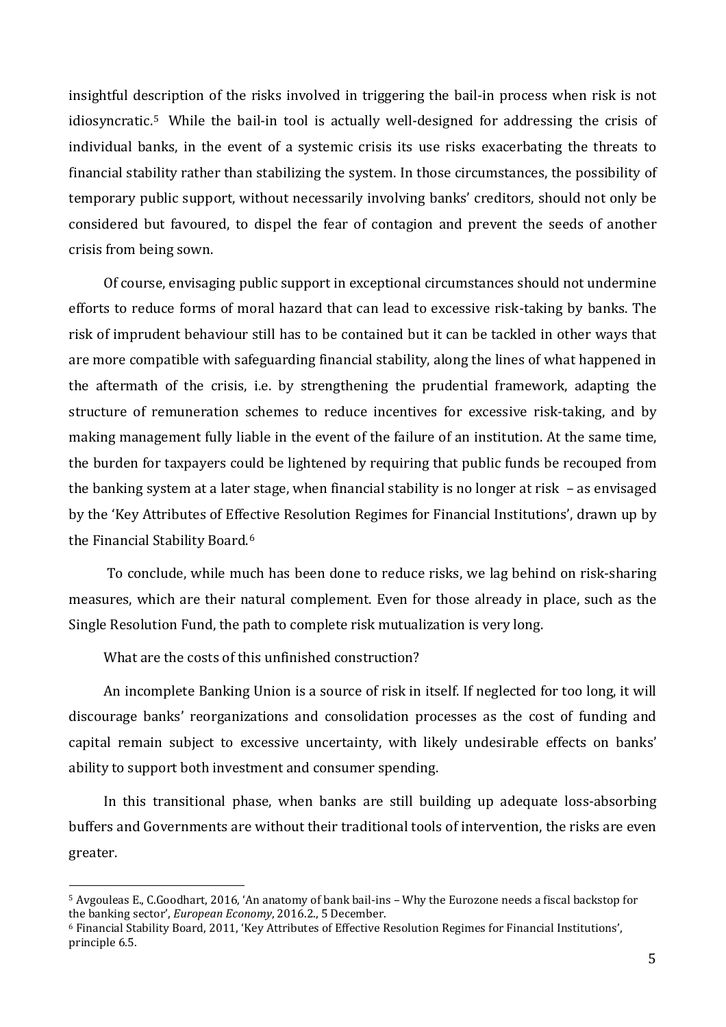insightful description of the risks involved in triggering the bail-in process when risk is not idiosyncratic.[5] While the bail-in tool is actually well-designed for addressing the crisis of individual banks, in the event of a systemic crisis its use risks exacerbating the threats to financial stability rather than stabilizing the system. In those circumstances, the possibility of temporary public support, without necessarily involving banks' creditors, should not only be considered but favoured, to dispel the fear of contagion and prevent the seeds of another crisis from being sown.

Of course, envisaging public support in exceptional circumstances should not undermine efforts to reduce forms of moral hazard that can lead to excessive risk-taking by banks. The risk of imprudent behaviour still has to be contained but it can be tackled in other ways that are more compatible with safeguarding financial stability, along the lines of what happened in the aftermath of the crisis, i.e. by strengthening the prudential framework, adapting the structure of remuneration schemes to reduce incentives for excessive risk-taking, and by making management fully liable in the event of the failure of an institution. At the same time, the burden for taxpayers could be lightened by requiring that public funds be recouped from the banking system at a later stage, when financial stability is no longer at risk – as envisaged by the 'Key Attributes of Effective Resolution Regimes for Financial Institutions', drawn up by the Financial Stability Board.[6]

To conclude, while much has been done to reduce risks, we lag behind on risk-sharing measures, which are their natural complement. Even for those already in place, such as the Single Resolution Fund, the path to complete risk mutualization is very long.

What are the costs of this unfinished construction?

An incomplete Banking Union is a source of risk in itself. If neglected for too long, it will discourage banks' reorganizations and consolidation processes as the cost of funding and capital remain subject to excessive uncertainty, with likely undesirable effects on banks' ability to support both investment and consumer spending.

In this transitional phase, when banks are still building up adequate loss-absorbing buffers and Governments are without their traditional tools of intervention, the risks are even greater.

---

[5] Avgouleas E., C.Goodhart, 2016, 'An anatomy of bank bail-ins – Why the Eurozone needs a fiscal backstop for the banking sector', *European Economy*, 2016.2., 5 December.

[6] Financial Stability Board, 2011, 'Key Attributes of Effective Resolution Regimes for Financial Institutions', principle 6.5.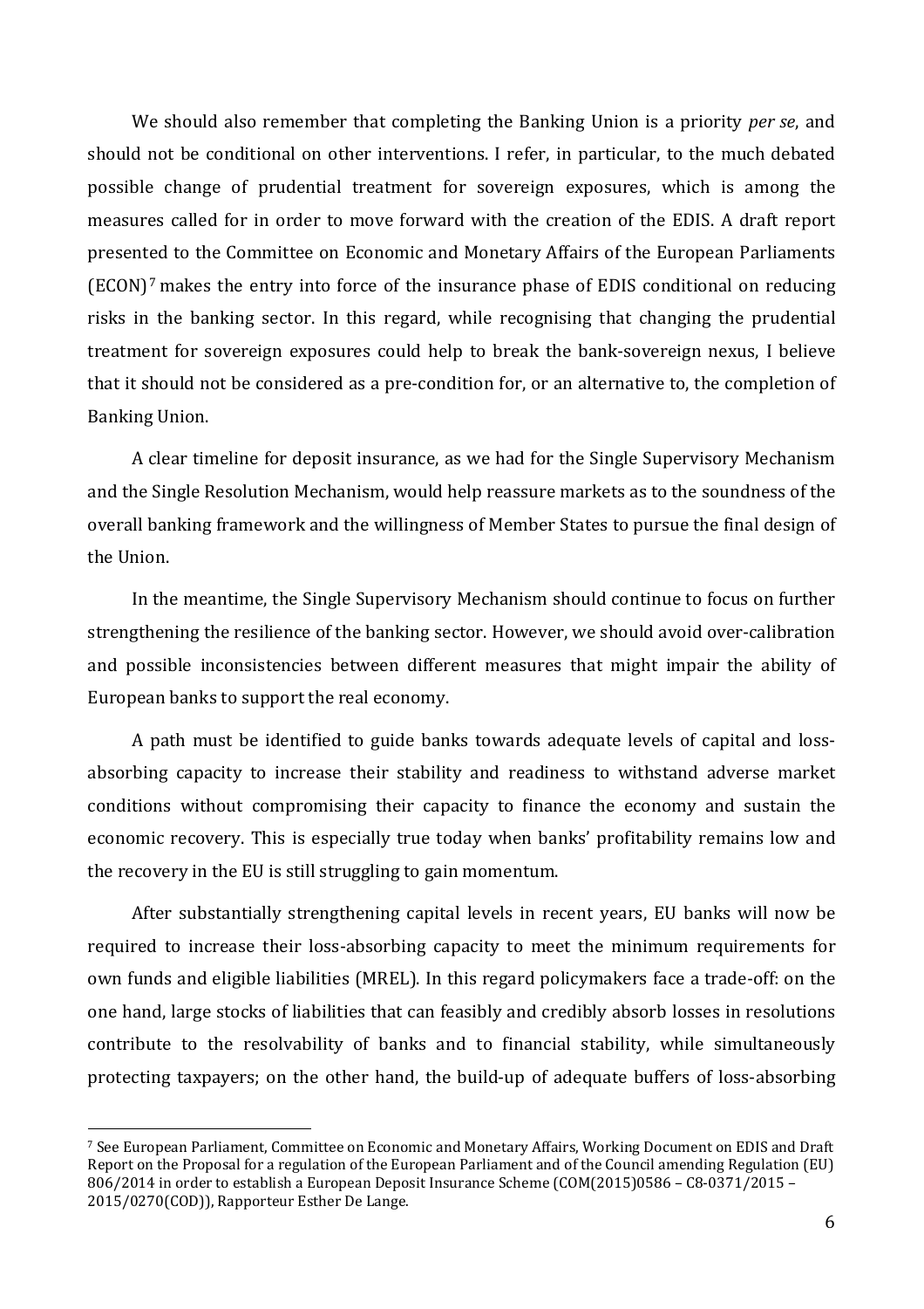We should also remember that completing the Banking Union is a priority *per se*, and should not be conditional on other interventions. I refer, in particular, to the much debated possible change of prudential treatment for sovereign exposures, which is among the measures called for in order to move forward with the creation of the EDIS. A draft report presented to the Committee on Economic and Monetary Affairs of the European Parliaments (ECON)[7] makes the entry into force of the insurance phase of EDIS conditional on reducing risks in the banking sector. In this regard, while recognising that changing the prudential treatment for sovereign exposures could help to break the bank-sovereign nexus, I believe that it should not be considered as a pre-condition for, or an alternative to, the completion of Banking Union.

A clear timeline for deposit insurance, as we had for the Single Supervisory Mechanism and the Single Resolution Mechanism, would help reassure markets as to the soundness of the overall banking framework and the willingness of Member States to pursue the final design of the Union.

In the meantime, the Single Supervisory Mechanism should continue to focus on further strengthening the resilience of the banking sector. However, we should avoid over-calibration and possible inconsistencies between different measures that might impair the ability of European banks to support the real economy.

A path must be identified to guide banks towards adequate levels of capital and loss-absorbing capacity to increase their stability and readiness to withstand adverse market conditions without compromising their capacity to finance the economy and sustain the economic recovery. This is especially true today when banks' profitability remains low and the recovery in the EU is still struggling to gain momentum.

After substantially strengthening capital levels in recent years, EU banks will now be required to increase their loss-absorbing capacity to meet the minimum requirements for own funds and eligible liabilities (MREL). In this regard policymakers face a trade-off: on the one hand, large stocks of liabilities that can feasibly and credibly absorb losses in resolutions contribute to the resolvability of banks and to financial stability, while simultaneously protecting taxpayers; on the other hand, the build-up of adequate buffers of loss-absorbing

[7] See European Parliament, Committee on Economic and Monetary Affairs, Working Document on EDIS and Draft Report on the Proposal for a regulation of the European Parliament and of the Council amending Regulation (EU) 806/2014 in order to establish a European Deposit Insurance Scheme (COM(2015)0586 – C8-0371/2015 – 2015/0270(COD)), Rapporteur Esther De Lange.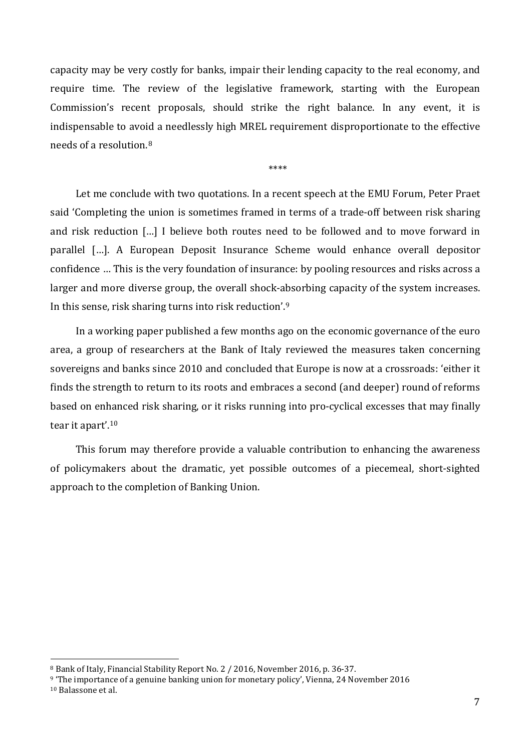capacity may be very costly for banks, impair their lending capacity to the real economy, and require time. The review of the legislative framework, starting with the European Commission's recent proposals, should strike the right balance. In any event, it is indispensable to avoid a needlessly high MREL requirement disproportionate to the effective needs of a resolution.[8]

****

Let me conclude with two quotations. In a recent speech at the EMU Forum, Peter Praet said 'Completing the union is sometimes framed in terms of a trade-off between risk sharing and risk reduction […] I believe both routes need to be followed and to move forward in parallel […]. A European Deposit Insurance Scheme would enhance overall depositor confidence … This is the very foundation of insurance: by pooling resources and risks across a larger and more diverse group, the overall shock-absorbing capacity of the system increases. In this sense, risk sharing turns into risk reduction'.[9]

In a working paper published a few months ago on the economic governance of the euro area, a group of researchers at the Bank of Italy reviewed the measures taken concerning sovereigns and banks since 2010 and concluded that Europe is now at a crossroads: 'either it finds the strength to return to its roots and embraces a second (and deeper) round of reforms based on enhanced risk sharing, or it risks running into pro-cyclical excesses that may finally tear it apart'.[10]

This forum may therefore provide a valuable contribution to enhancing the awareness of policymakers about the dramatic, yet possible outcomes of a piecemeal, short-sighted approach to the completion of Banking Union.

---

[8] Bank of Italy, Financial Stability Report No. 2 / 2016, November 2016, p. 36-37.

[9] 'The importance of a genuine banking union for monetary policy', Vienna, 24 November 2016

[10] Balassone et al.